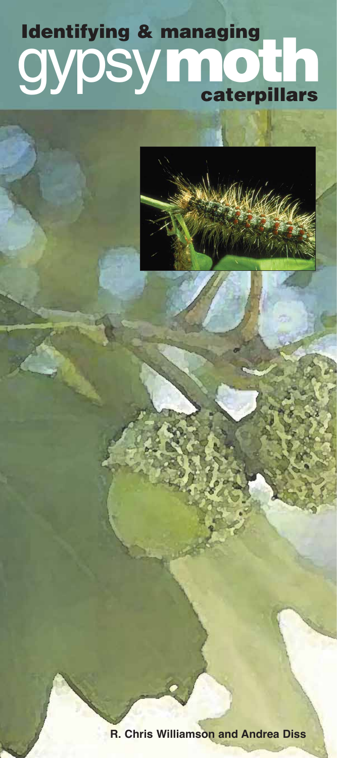# Identifying & managing gypsy moth caterpillars

**R. Chris Williamson and Andrea Diss**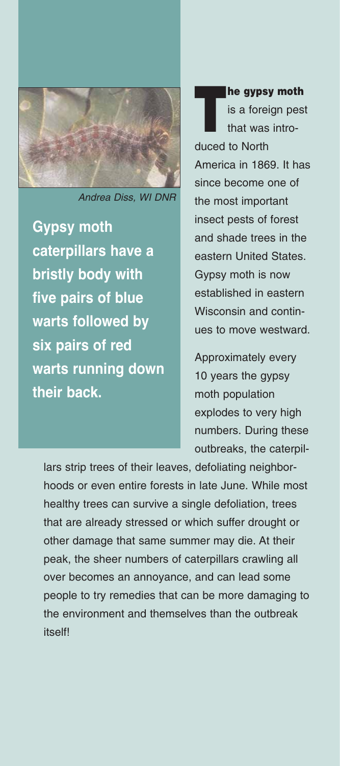Andrea Diss, WI DNR

**Gypsy moth caterpillars have a bristly body with five pairs of blue warts followed by six pairs of red warts running down their back.**

**The gypsy moth** is a foreign pest that was introduced to North America in 1869. It has since become one of the most important insect pests of forest and shade trees in the eastern United States. Gypsy moth is now established in eastern Wisconsin and continues to move westward.

Approximately every 10 years the gypsy moth population explodes to very high numbers. During these outbreaks, the caterpillars strip trees of their leaves, defoliating neighborhoods or even entire forests in late June. While most healthy trees can survive a single defoliation, trees that are already stressed or which suffer drought or other damage that same summer may die. At their peak, the sheer numbers of caterpillars crawling all over becomes an annoyance, and can lead some people to try remedies that can be more damaging to the environment and themselves than the outbreak itself!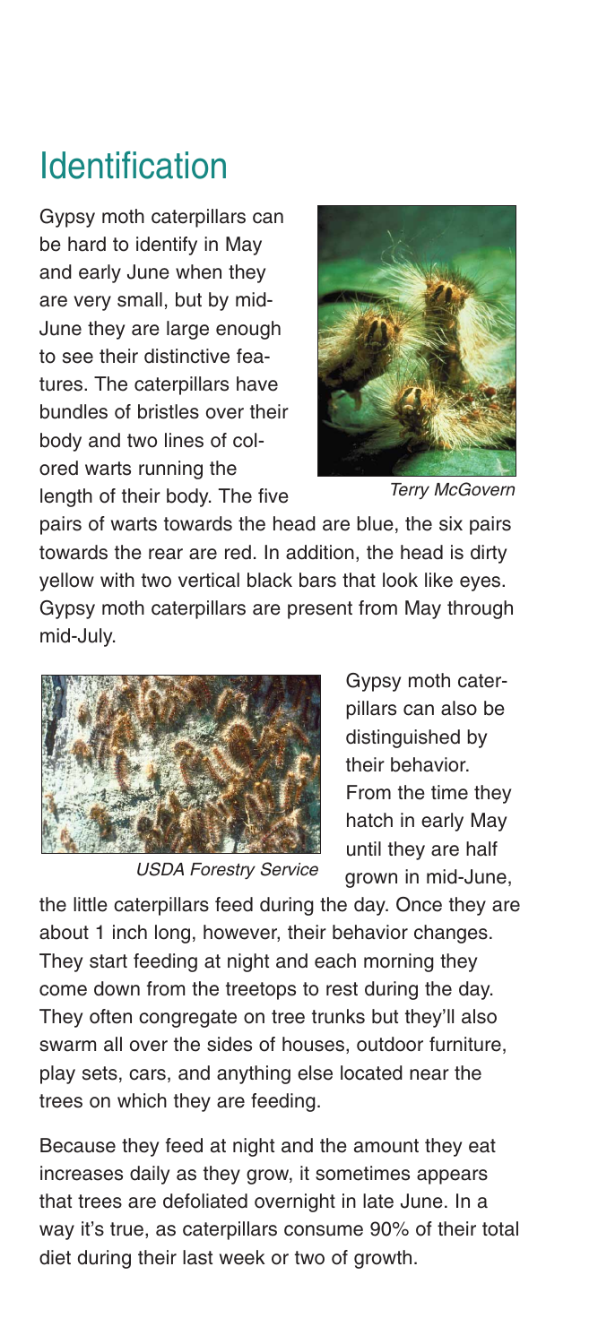## Identification

Gypsy moth caterpillars can be hard to identify in May and early June when they are very small, but by mid-June they are large enough to see their distinctive features. The caterpillars have bundles of bristles over their body and two lines of colored warts running the length of their body. The five pairs of warts towards the head are blue, the six pairs towards the rear are red. In addition, the head is dirty yellow with two vertical black bars that look like eyes. Gypsy moth caterpillars are present from May through mid-July.

*Terry McGovern*

*USDA Forestry Service*

Gypsy moth caterpillars can also be distinguished by their behavior. From the time they hatch in early May until they are half grown in mid-June, the little caterpillars feed during the day. Once they are about 1 inch long, however, their behavior changes. They start feeding at night and each morning they come down from the treetops to rest during the day. They often congregate on tree trunks but they'll also swarm all over the sides of houses, outdoor furniture, play sets, cars, and anything else located near the trees on which they are feeding.

Because they feed at night and the amount they eat increases daily as they grow, it sometimes appears that trees are defoliated overnight in late June. In a way it's true, as caterpillars consume 90% of their total diet during their last week or two of growth.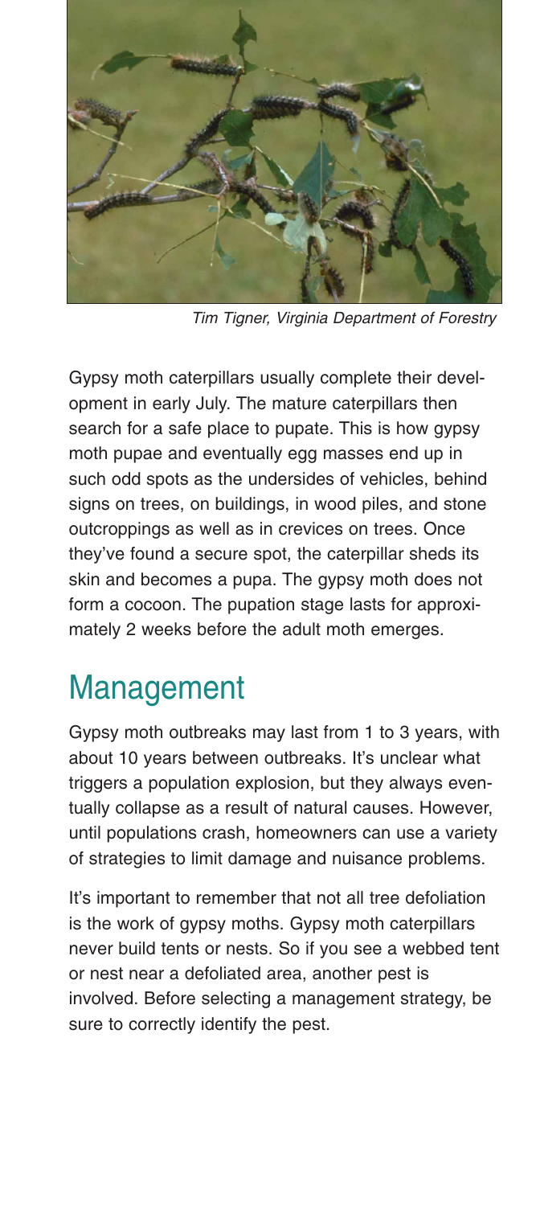*Tim Tigner, Virginia Department of Forestry*

Gypsy moth caterpillars usually complete their development in early July. The mature caterpillars then search for a safe place to pupate. This is how gypsy moth pupae and eventually egg masses end up in such odd spots as the undersides of vehicles, behind signs on trees, on buildings, in wood piles, and stone outcroppings as well as in crevices on trees. Once they've found a secure spot, the caterpillar sheds its skin and becomes a pupa. The gypsy moth does not form a cocoon. The pupation stage lasts for approximately 2 weeks before the adult moth emerges.

## Management

Gypsy moth outbreaks may last from 1 to 3 years, with about 10 years between outbreaks. It's unclear what triggers a population explosion, but they always eventually collapse as a result of natural causes. However, until populations crash, homeowners can use a variety of strategies to limit damage and nuisance problems.

It's important to remember that not all tree defoliation is the work of gypsy moths. Gypsy moth caterpillars never build tents or nests. So if you see a webbed tent or nest near a defoliated area, another pest is involved. Before selecting a management strategy, be sure to correctly identify the pest.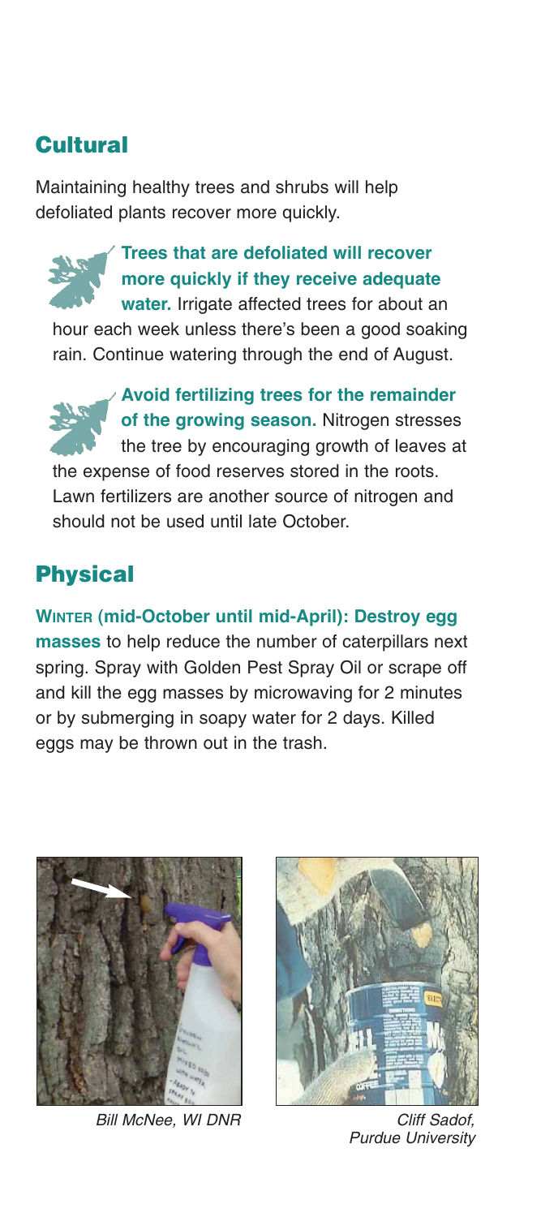## Cultural

Maintaining healthy trees and shrubs will help defoliated plants recover more quickly.

**Trees that are defoliated will recover more quickly if they receive adequate water.** Irrigate affected trees for about an hour each week unless there's been a good soaking rain. Continue watering through the end of August.

**Avoid fertilizing trees for the remainder of the growing season.** Nitrogen stresses the tree by encouraging growth of leaves at the expense of food reserves stored in the roots. Lawn fertilizers are another source of nitrogen and should not be used until late October.

## Physical

**WINTER (mid-October until mid-April): Destroy egg masses** to help reduce the number of caterpillars next spring. Spray with Golden Pest Spray Oil or scrape off and kill the egg masses by microwaving for 2 minutes or by submerging in soapy water for 2 days. Killed eggs may be thrown out in the trash.

*Bill McNee, WI DNR*

*Cliff Sadof, Purdue University*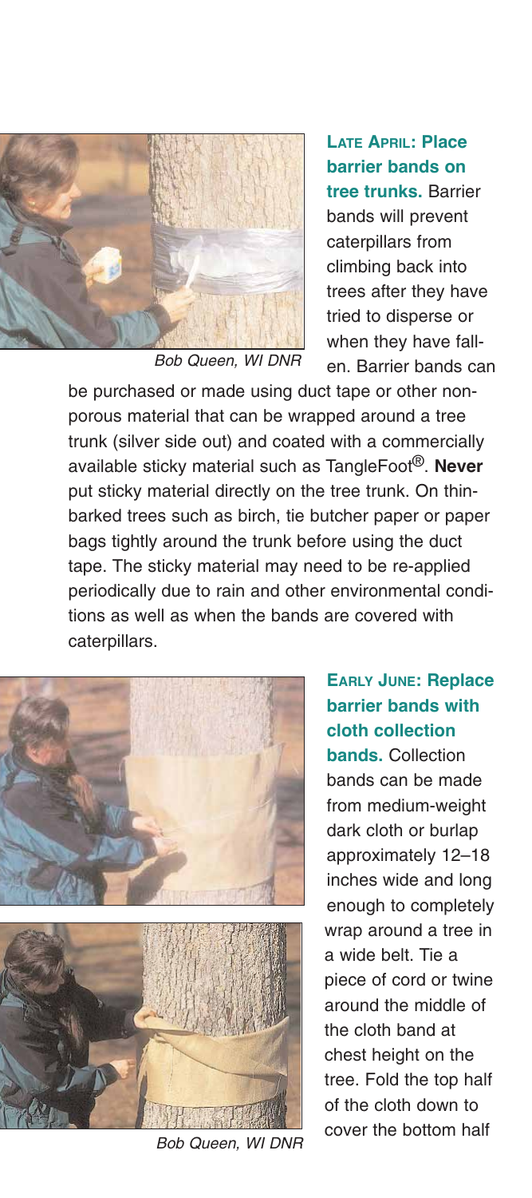Bob Queen, WI DNR

**LATE APRIL: Place barrier bands on tree trunks.** Barrier bands will prevent caterpillars from climbing back into trees after they have tried to disperse or when they have fallen. Barrier bands can be purchased or made using duct tape or other non-porous material that can be wrapped around a tree trunk (silver side out) and coated with a commercially available sticky material such as TangleFoot®. **Never** put sticky material directly on the tree trunk. On thin-barked trees such as birch, tie butcher paper or paper bags tightly around the trunk before using the duct tape. The sticky material may need to be re-applied periodically due to rain and other environmental conditions as well as when the bands are covered with caterpillars.

Bob Queen, WI DNR

**EARLY JUNE: Replace barrier bands with cloth collection bands.** Collection bands can be made from medium-weight dark cloth or burlap approximately 12–18 inches wide and long enough to completely wrap around a tree in a wide belt. Tie a piece of cord or twine around the middle of the cloth band at chest height on the tree. Fold the top half of the cloth down to cover the bottom half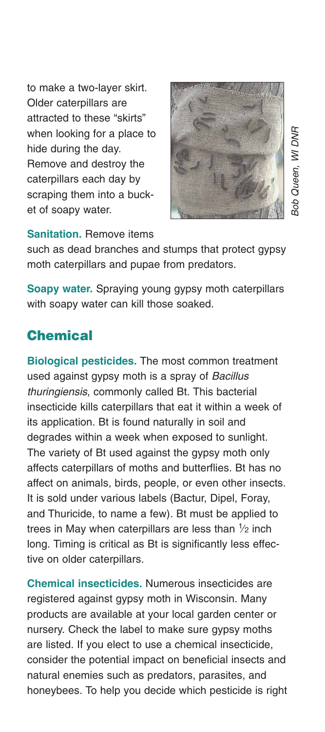to make a two-layer skirt. Older caterpillars are attracted to these "skirts" when looking for a place to hide during the day. Remove and destroy the caterpillars each day by scraping them into a bucket of soapy water.

Bob Queen, WI DNR

**Sanitation.** Remove items such as dead branches and stumps that protect gypsy moth caterpillars and pupae from predators.

**Soapy water.** Spraying young gypsy moth caterpillars with soapy water can kill those soaked.

## Chemical

**Biological pesticides.** The most common treatment used against gypsy moth is a spray of *Bacillus thuringiensis*, commonly called Bt. This bacterial insecticide kills caterpillars that eat it within a week of its application. Bt is found naturally in soil and degrades within a week when exposed to sunlight. The variety of Bt used against the gypsy moth only affects caterpillars of moths and butterflies. Bt has no affect on animals, birds, people, or even other insects. It is sold under various labels (Bactur, Dipel, Foray, and Thuricide, to name a few). Bt must be applied to trees in May when caterpillars are less than ½ inch long. Timing is critical as Bt is significantly less effective on older caterpillars.

**Chemical insecticides.** Numerous insecticides are registered against gypsy moth in Wisconsin. Many products are available at your local garden center or nursery. Check the label to make sure gypsy moths are listed. If you elect to use a chemical insecticide, consider the potential impact on beneficial insects and natural enemies such as predators, parasites, and honeybees. To help you decide which pesticide is right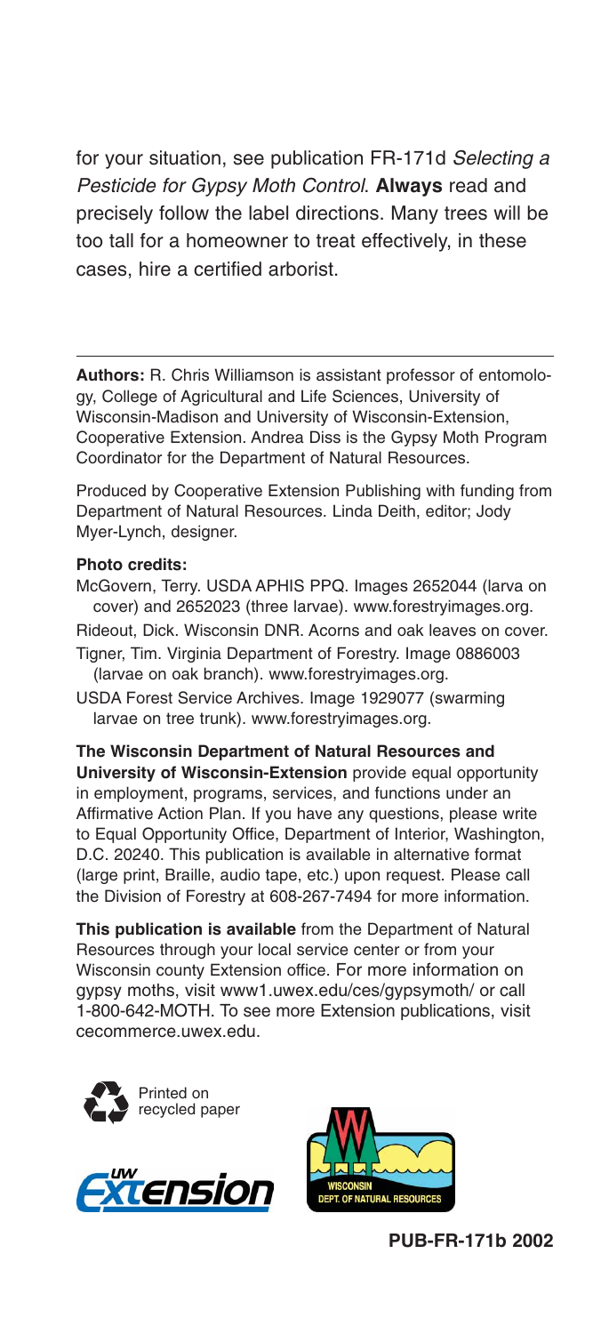for your situation, see publication FR-171d *Selecting a Pesticide for Gypsy Moth Control*. **Always** read and precisely follow the label directions. Many trees will be too tall for a homeowner to treat effectively, in these cases, hire a certified arborist.

---

**Authors:** R. Chris Williamson is assistant professor of entomology, College of Agricultural and Life Sciences, University of Wisconsin-Madison and University of Wisconsin-Extension, Cooperative Extension. Andrea Diss is the Gypsy Moth Program Coordinator for the Department of Natural Resources.

Produced by Cooperative Extension Publishing with funding from Department of Natural Resources. Linda Deith, editor; Jody Myer-Lynch, designer.

**Photo credits:**

McGovern, Terry. USDA APHIS PPQ. Images 2652044 (larva on cover) and 2652023 (three larvae). www.forestryimages.org.

Rideout, Dick. Wisconsin DNR. Acorns and oak leaves on cover.

Tigner, Tim. Virginia Department of Forestry. Image 0886003 (larvae on oak branch). www.forestryimages.org.

USDA Forest Service Archives. Image 1929077 (swarming larvae on tree trunk). www.forestryimages.org.

**The Wisconsin Department of Natural Resources and University of Wisconsin-Extension** provide equal opportunity in employment, programs, services, and functions under an Affirmative Action Plan. If you have any questions, please write to Equal Opportunity Office, Department of Interior, Washington, D.C. 20240. This publication is available in alternative format (large print, Braille, audio tape, etc.) upon request. Please call the Division of Forestry at 608-267-7494 for more information.

**This publication is available** from the Department of Natural Resources through your local service center or from your Wisconsin county Extension office. For more information on gypsy moths, visit www1.uwex.edu/ces/gypsymoth/ or call 1-800-642-MOTH. To see more Extension publications, visit cecommerce.uwex.edu.

Printed on recycled paper

UW Extension

Wisconsin Dept. of Natural Resources

**PUB-FR-171b 2002**